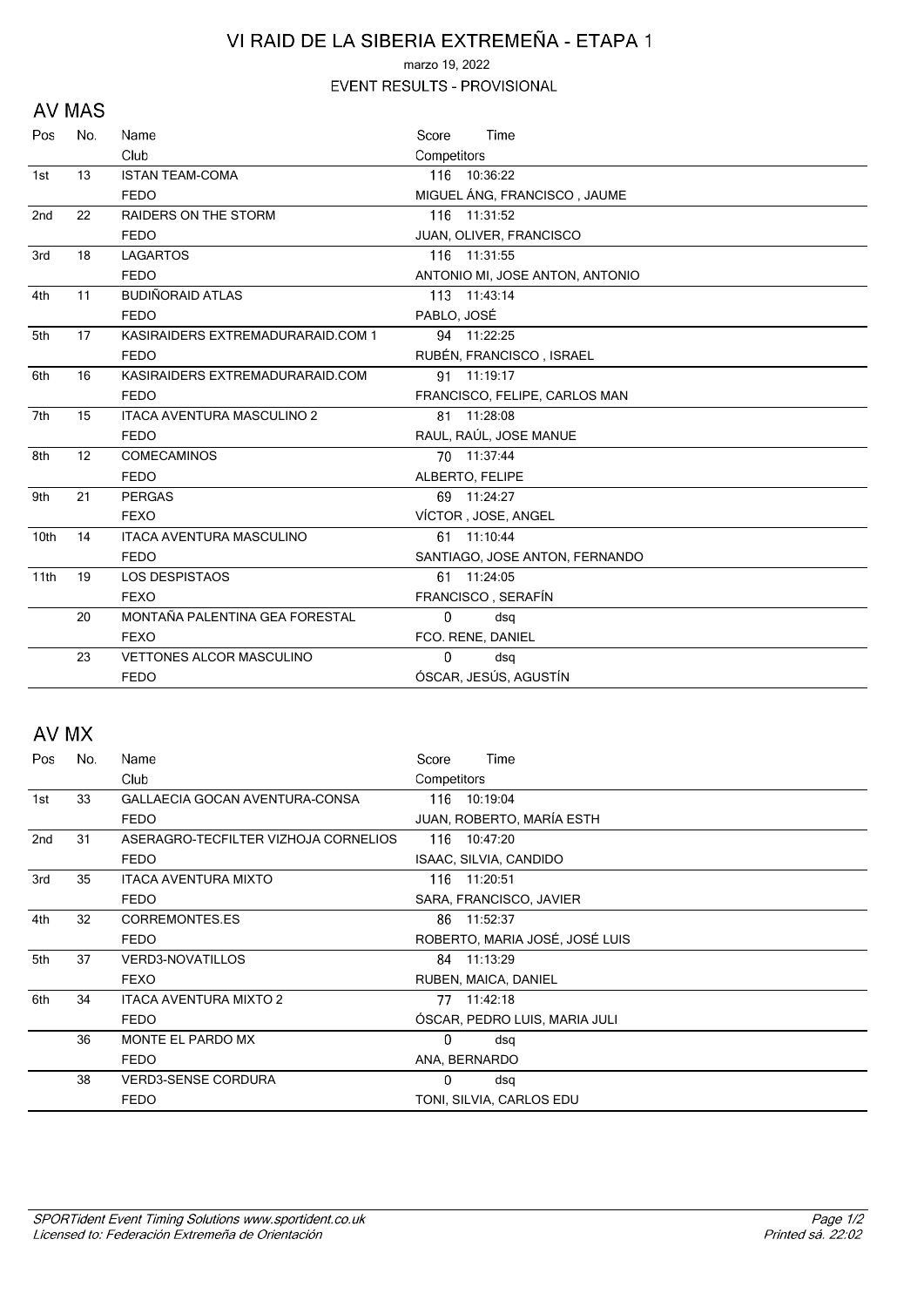# VI RAID DE LA SIBERIA EXTREMEÑA - ETAPA 1

marzo 19, 2022

EVENT RESULTS - PROVISIONAL

## AV MAS

| Pos | No. | Name / Club | Score | Time / Competitors |
|---|---|---|---|---|
| 1st | 13 | ISTAN TEAM-COMA | 116 | 10:36:22 |
| | | FEDO | | MIGUEL ÁNG, FRANCISCO , JAUME |
| 2nd | 22 | RAIDERS ON THE STORM | 116 | 11:31:52 |
| | | FEDO | | JUAN, OLIVER, FRANCISCO |
| 3rd | 18 | LAGARTOS | 116 | 11:31:55 |
| | | FEDO | | ANTONIO MI, JOSE ANTON, ANTONIO |
| 4th | 11 | BUDIÑORAID ATLAS | 113 | 11:43:14 |
| | | FEDO | | PABLO, JOSÉ |
| 5th | 17 | KASIRAIDERS EXTREMADURARAID.COM 1 | 94 | 11:22:25 |
| | | FEDO | | RUBÉN, FRANCISCO , ISRAEL |
| 6th | 16 | KASIRAIDERS EXTREMADURARAID.COM | 91 | 11:19:17 |
| | | FEDO | | FRANCISCO, FELIPE, CARLOS MAN |
| 7th | 15 | ITACA AVENTURA MASCULINO 2 | 81 | 11:28:08 |
| | | FEDO | | RAUL, RAÚL, JOSE MANUE |
| 8th | 12 | COMECAMINOS | 70 | 11:37:44 |
| | | FEDO | | ALBERTO, FELIPE |
| 9th | 21 | PERGAS | 69 | 11:24:27 |
| | | FEXO | | VÍCTOR , JOSE, ANGEL |
| 10th | 14 | ITACA AVENTURA MASCULINO | 61 | 11:10:44 |
| | | FEDO | | SANTIAGO, JOSE ANTON, FERNANDO |
| 11th | 19 | LOS DESPISTAOS | 61 | 11:24:05 |
| | | FEXO | | FRANCISCO , SERAFÍN |
| | 20 | MONTAÑA PALENTINA GEA FORESTAL | 0 | dsq |
| | | FEXO | | FCO. RENE, DANIEL |
| | 23 | VETTONES ALCOR MASCULINO | 0 | dsq |
| | | FEDO | | ÓSCAR, JESÚS, AGUSTÍN |

## AV MX

| Pos | No. | Name / Club | Score | Time / Competitors |
|---|---|---|---|---|
| 1st | 33 | GALLAECIA GOCAN AVENTURA-CONSA | 116 | 10:19:04 |
| | | FEDO | | JUAN, ROBERTO, MARÍA ESTH |
| 2nd | 31 | ASERAGRO-TECFILTER VIZHOJA CORNELIOS | 116 | 10:47:20 |
| | | FEDO | | ISAAC, SILVIA, CANDIDO |
| 3rd | 35 | ITACA AVENTURA MIXTO | 116 | 11:20:51 |
| | | FEDO | | SARA, FRANCISCO, JAVIER |
| 4th | 32 | CORREMONTES.ES | 86 | 11:52:37 |
| | | FEDO | | ROBERTO, MARIA JOSÉ, JOSÉ LUIS |
| 5th | 37 | VERD3-NOVATILLOS | 84 | 11:13:29 |
| | | FEXO | | RUBEN, MAICA, DANIEL |
| 6th | 34 | ITACA AVENTURA MIXTO 2 | 77 | 11:42:18 |
| | | FEDO | | ÓSCAR, PEDRO LUIS, MARIA JULI |
| | 36 | MONTE EL PARDO MX | 0 | dsq |
| | | FEDO | | ANA, BERNARDO |
| | 38 | VERD3-SENSE CORDURA | 0 | dsq |
| | | FEDO | | TONI, SILVIA, CARLOS EDU |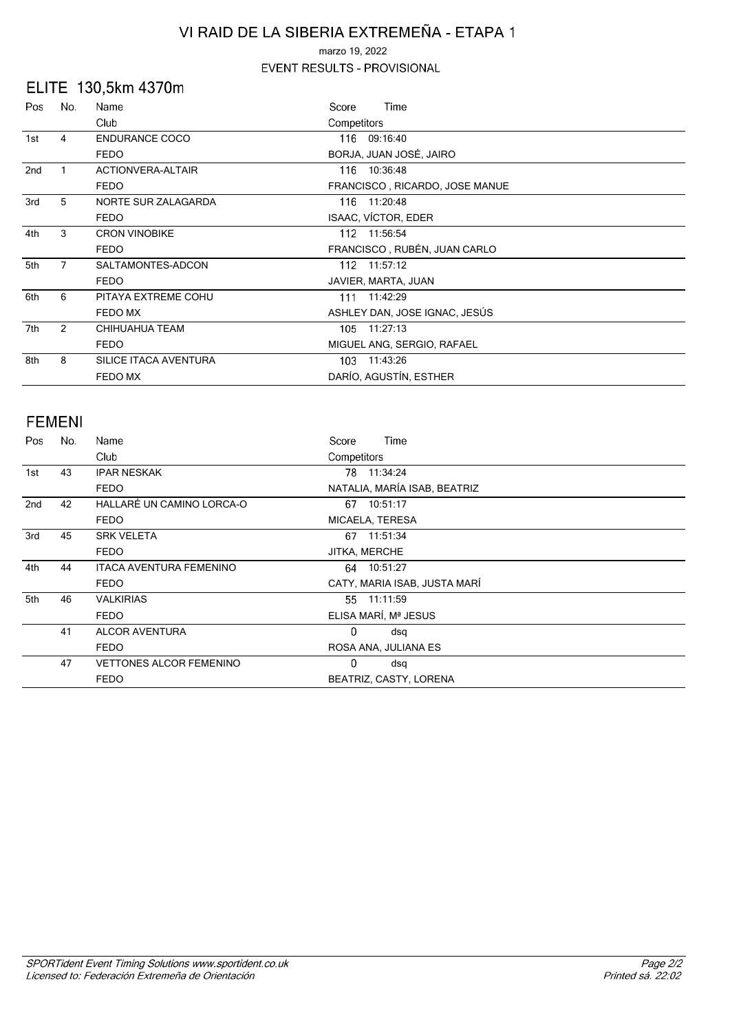# VI RAID DE LA SIBERIA EXTREMEÑA - ETAPA 1

marzo 19, 2022

EVENT RESULTS - PROVISIONAL

## ELITE 130,5km 4370m

| Pos | No. | Name / Club | Score | Time / Competitors |
|---|---|---|---|---|
| 1st | 4 | ENDURANCE COCO | 116 | 09:16:40 |
| | | FEDO | | BORJA, JUAN JOSÉ, JAIRO |
| 2nd | 1 | ACTIONVERA-ALTAIR | 116 | 10:36:48 |
| | | FEDO | | FRANCISCO , RICARDO, JOSE MANUE |
| 3rd | 5 | NORTE SUR ZALAGARDA | 116 | 11:20:48 |
| | | FEDO | | ISAAC, VÍCTOR, EDER |
| 4th | 3 | CRON VINOBIKE | 112 | 11:56:54 |
| | | FEDO | | FRANCISCO , RUBÉN, JUAN CARLO |
| 5th | 7 | SALTAMONTES-ADCON | 112 | 11:57:12 |
| | | FEDO | | JAVIER, MARTA, JUAN |
| 6th | 6 | PITAYA EXTREME COHU | 111 | 11:42:29 |
| | | FEDO MX | | ASHLEY DAN, JOSE IGNAC, JESÚS |
| 7th | 2 | CHIHUAHUA TEAM | 105 | 11:27:13 |
| | | FEDO | | MIGUEL ANG, SERGIO, RAFAEL |
| 8th | 8 | SILICE ITACA AVENTURA | 103 | 11:43:26 |
| | | FEDO MX | | DARÍO, AGUSTÍN, ESTHER |

## FEMENI

| Pos | No. | Name / Club | Score | Time / Competitors |
|---|---|---|---|---|
| 1st | 43 | IPAR NESKAK | 78 | 11:34:24 |
| | | FEDO | | NATALIA, MARÍA ISAB, BEATRIZ |
| 2nd | 42 | HALLARÉ UN CAMINO LORCA-O | 67 | 10:51:17 |
| | | FEDO | | MICAELA, TERESA |
| 3rd | 45 | SRK VELETA | 67 | 11:51:34 |
| | | FEDO | | JITKA, MERCHE |
| 4th | 44 | ITACA AVENTURA FEMENINO | 64 | 10:51:27 |
| | | FEDO | | CATY, MARIA ISAB, JUSTA MARÍ |
| 5th | 46 | VALKIRIAS | 55 | 11:11:59 |
| | | FEDO | | ELISA MARÍ, Mª JESUS |
| | 41 | ALCOR AVENTURA | 0 | dsq |
| | | FEDO | | ROSA ANA, JULIANA ES |
| | 47 | VETTONES ALCOR FEMENINO | 0 | dsq |
| | | FEDO | | BEATRIZ, CASTY, LORENA |

SPORTident Event Timing Solutions www.sportident.co.uk
Licensed to: Federación Extremeña de Orientación

Printed sá. 22:02